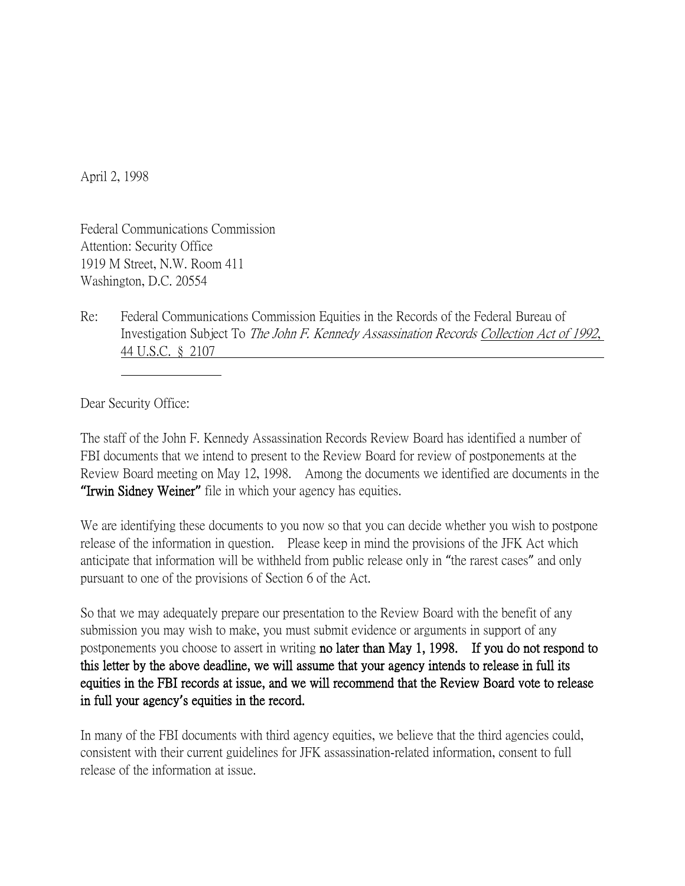April 2, 1998

Federal Communications Commission
Attention: Security Office
1919 M Street, N.W. Room 411
Washington, D.C. 20554

Re: Federal Communications Commission Equities in the Records of the Federal Bureau of Investigation Subject To *The John F. Kennedy Assassination Records* Collection Act of 1992, 44 U.S.C. § 2107

Dear Security Office:

The staff of the John F. Kennedy Assassination Records Review Board has identified a number of FBI documents that we intend to present to the Review Board for review of postponements at the Review Board meeting on May 12, 1998. Among the documents we identified are documents in the **"Irwin Sidney Weiner"** file in which your agency has equities.

We are identifying these documents to you now so that you can decide whether you wish to postpone release of the information in question. Please keep in mind the provisions of the JFK Act which anticipate that information will be withheld from public release only in "the rarest cases" and only pursuant to one of the provisions of Section 6 of the Act.

So that we may adequately prepare our presentation to the Review Board with the benefit of any submission you may wish to make, you must submit evidence or arguments in support of any postponements you choose to assert in writing **no later than May 1, 1998. If you do not respond to this letter by the above deadline, we will assume that your agency intends to release in full its equities in the FBI records at issue, and we will recommend that the Review Board vote to release in full your agency's equities in the record.**

In many of the FBI documents with third agency equities, we believe that the third agencies could, consistent with their current guidelines for JFK assassination-related information, consent to full release of the information at issue.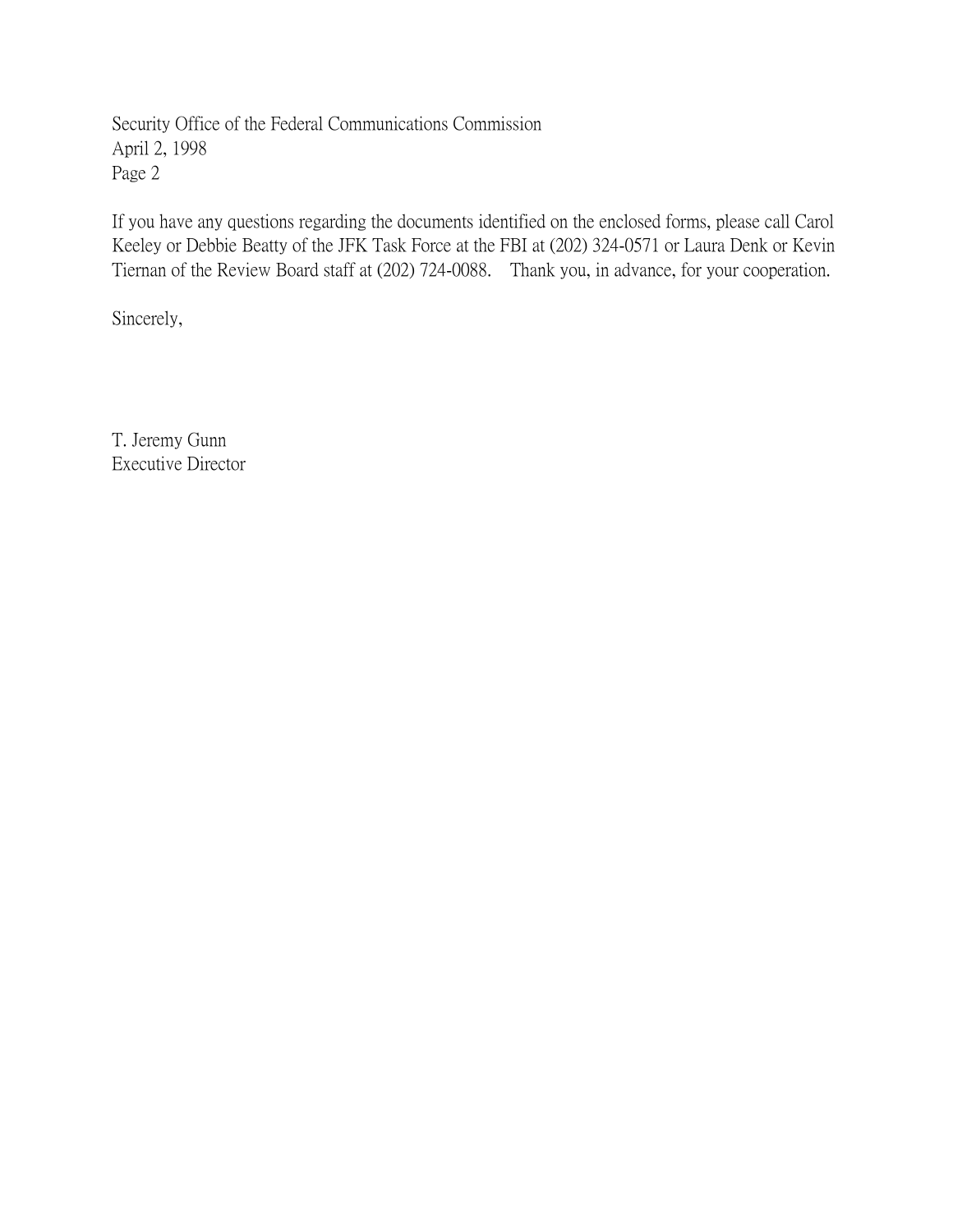Security Office of the Federal Communications Commission
April 2, 1998
Page 2

If you have any questions regarding the documents identified on the enclosed forms, please call Carol Keeley or Debbie Beatty of the JFK Task Force at the FBI at (202) 324-0571 or Laura Denk or Kevin Tiernan of the Review Board staff at (202) 724-0088. Thank you, in advance, for your cooperation.

Sincerely,

T. Jeremy Gunn
Executive Director